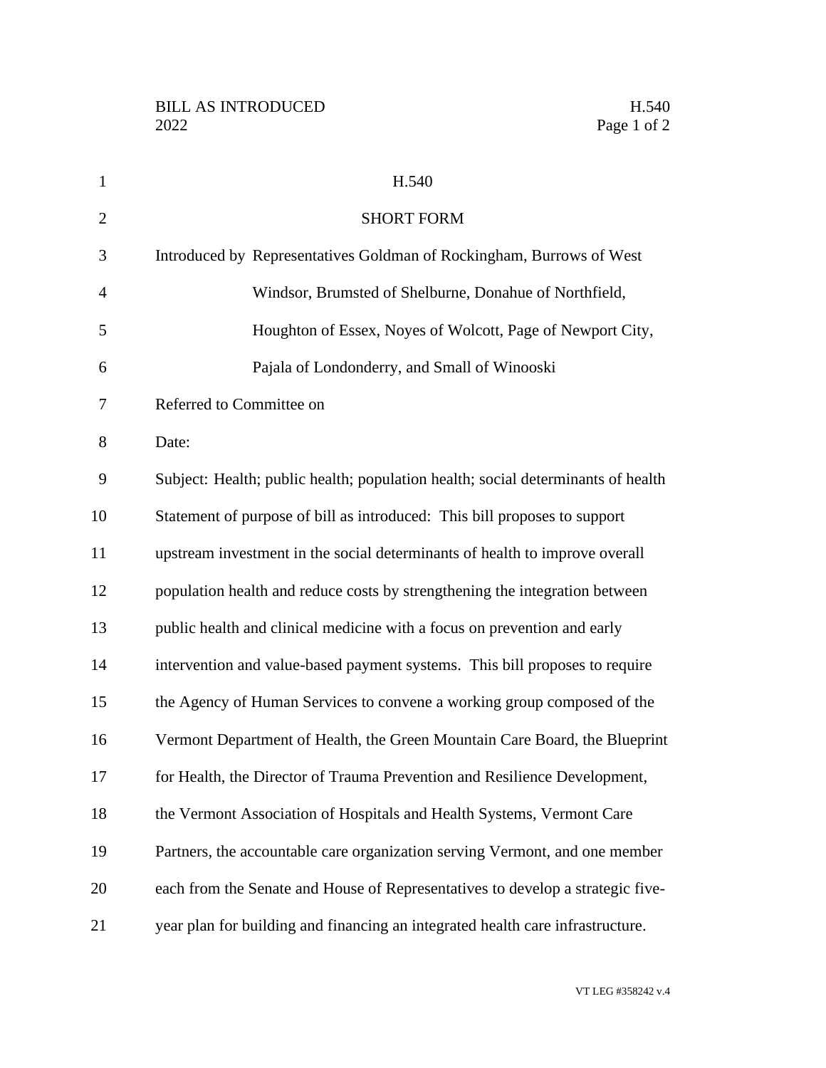BILL AS INTRODUCED
2022

H.540

# H.540

## SHORT FORM

Introduced by Representatives Goldman of Rockingham, Burrows of West Windsor, Brumsted of Shelburne, Donahue of Northfield, Houghton of Essex, Noyes of Wolcott, Page of Newport City, Pajala of Londonderry, and Small of Winooski

Referred to Committee on

Date:

Subject: Health; public health; population health; social determinants of health

Statement of purpose of bill as introduced: This bill proposes to support upstream investment in the social determinants of health to improve overall population health and reduce costs by strengthening the integration between public health and clinical medicine with a focus on prevention and early intervention and value-based payment systems. This bill proposes to require the Agency of Human Services to convene a working group composed of the Vermont Department of Health, the Green Mountain Care Board, the Blueprint for Health, the Director of Trauma Prevention and Resilience Development, the Vermont Association of Hospitals and Health Systems, Vermont Care Partners, the accountable care organization serving Vermont, and one member each from the Senate and House of Representatives to develop a strategic five-year plan for building and financing an integrated health care infrastructure.

VT LEG #358242 v.4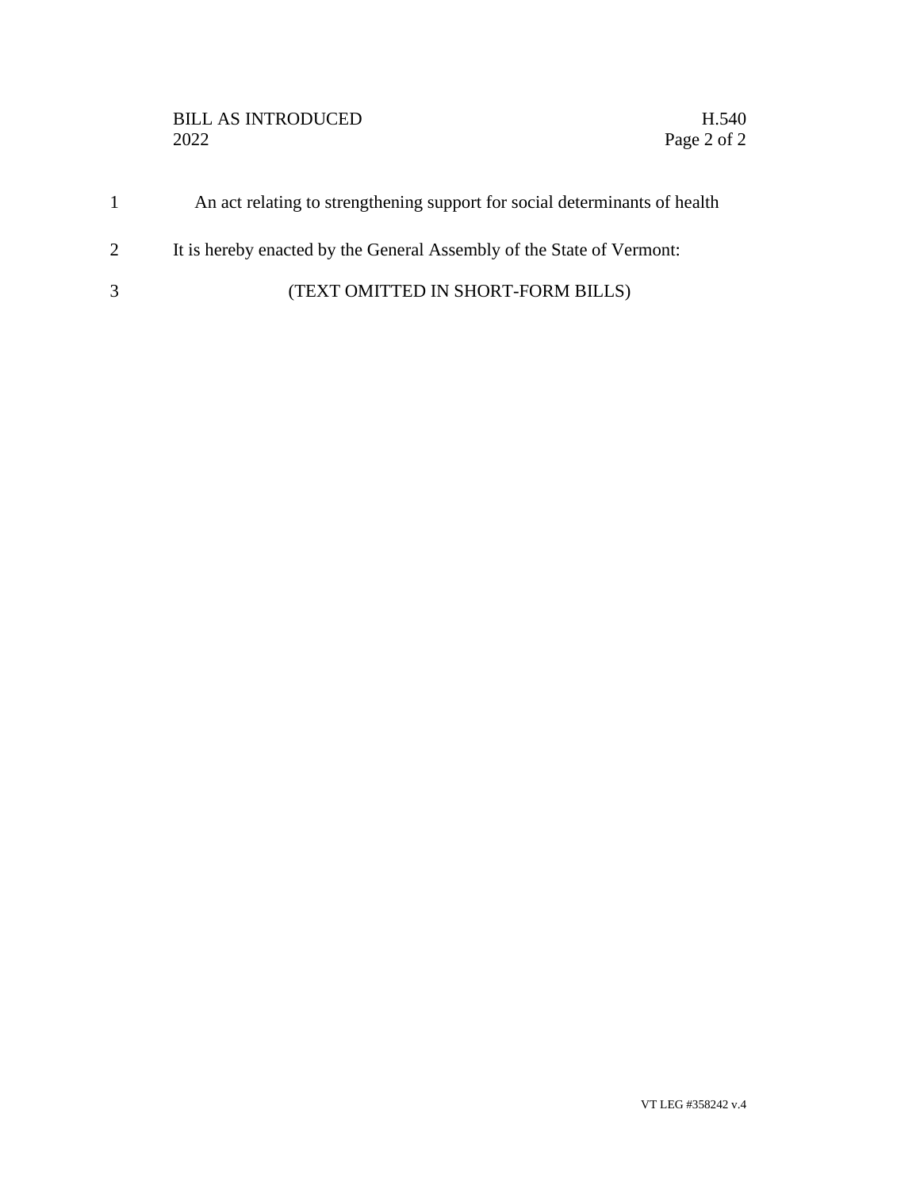An act relating to strengthening support for social determinants of health

It is hereby enacted by the General Assembly of the State of Vermont:

(TEXT OMITTED IN SHORT-FORM BILLS)